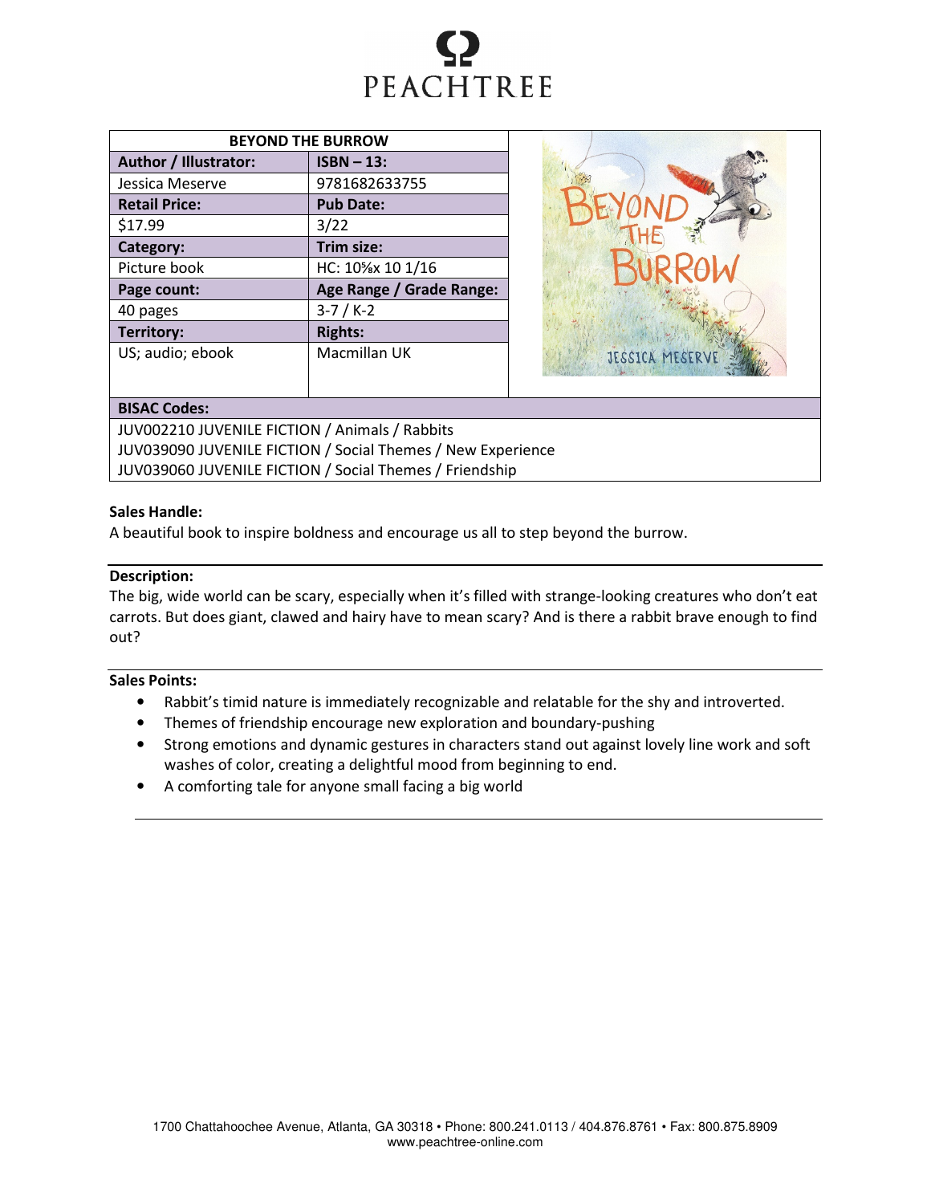PEACHTREE

| BEYOND THE BURROW | |
|---|---|
| **Author / Illustrator:** | **ISBN – 13:** |
| Jessica Meserve | 9781682633755 |
| **Retail Price:** | **Pub Date:** |
| $17.99 | 3/22 |
| **Category:** | **Trim size:** |
| Picture book | HC: 10⅝x 10 1/16 |
| **Page count:** | **Age Range / Grade Range:** |
| 40 pages | 3-7 / K-2 |
| **Territory:** | **Rights:** |
| US; audio; ebook | Macmillan UK |

**BISAC Codes:**

JUV002210 JUVENILE FICTION / Animals / Rabbits
JUV039090 JUVENILE FICTION / Social Themes / New Experience
JUV039060 JUVENILE FICTION / Social Themes / Friendship

**Sales Handle:**

A beautiful book to inspire boldness and encourage us all to step beyond the burrow.

**Description:**

The big, wide world can be scary, especially when it's filled with strange-looking creatures who don't eat carrots. But does giant, clawed and hairy have to mean scary? And is there a rabbit brave enough to find out?

**Sales Points:**

- Rabbit's timid nature is immediately recognizable and relatable for the shy and introverted.
- Themes of friendship encourage new exploration and boundary-pushing
- Strong emotions and dynamic gestures in characters stand out against lovely line work and soft washes of color, creating a delightful mood from beginning to end.
- A comforting tale for anyone small facing a big world

1700 Chattahoochee Avenue, Atlanta, GA 30318 • Phone: 800.241.0113 / 404.876.8761 • Fax: 800.875.8909
www.peachtree-online.com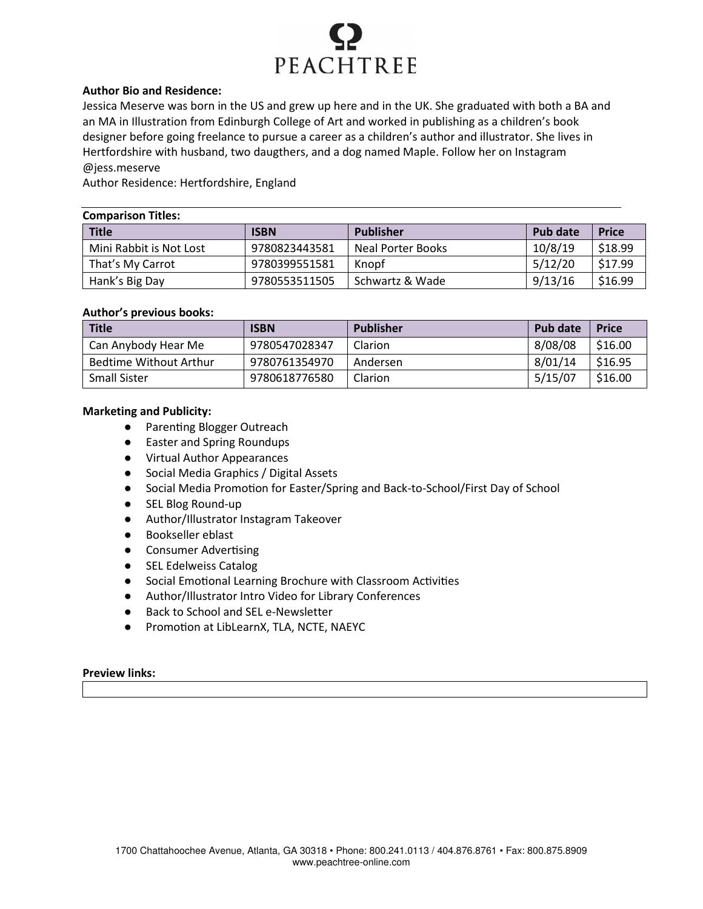PEACHTREE

**Author Bio and Residence:**

Jessica Meserve was born in the US and grew up here and in the UK. She graduated with both a BA and an MA in Illustration from Edinburgh College of Art and worked in publishing as a children's book designer before going freelance to pursue a career as a children's author and illustrator. She lives in Hertfordshire with husband, two daugthers, and a dog named Maple. Follow her on Instagram @jess.meserve

Author Residence: Hertfordshire, England

**Comparison Titles:**

| Title | ISBN | Publisher | Pub date | Price |
|---|---|---|---|---|
| Mini Rabbit is Not Lost | 9780823443581 | Neal Porter Books | 10/8/19 | $18.99 |
| That's My Carrot | 9780399551581 | Knopf | 5/12/20 | $17.99 |
| Hank's Big Day | 9780553511505 | Schwartz & Wade | 9/13/16 | $16.99 |

**Author's previous books:**

| Title | ISBN | Publisher | Pub date | Price |
|---|---|---|---|---|
| Can Anybody Hear Me | 9780547028347 | Clarion | 8/08/08 | $16.00 |
| Bedtime Without Arthur | 9780761354970 | Andersen | 8/01/14 | $16.95 |
| Small Sister | 9780618776580 | Clarion | 5/15/07 | $16.00 |

**Marketing and Publicity:**

- Parenting Blogger Outreach
- Easter and Spring Roundups
- Virtual Author Appearances
- Social Media Graphics / Digital Assets
- Social Media Promotion for Easter/Spring and Back-to-School/First Day of School
- SEL Blog Round-up
- Author/Illustrator Instagram Takeover
- Bookseller eblast
- Consumer Advertising
- SEL Edelweiss Catalog
- Social Emotional Learning Brochure with Classroom Activities
- Author/Illustrator Intro Video for Library Conferences
- Back to School and SEL e-Newsletter
- Promotion at LibLearnX, TLA, NCTE, NAEYC

**Preview links:**

1700 Chattahoochee Avenue, Atlanta, GA 30318 • Phone: 800.241.0113 / 404.876.8761 • Fax: 800.875.8909
www.peachtree-online.com